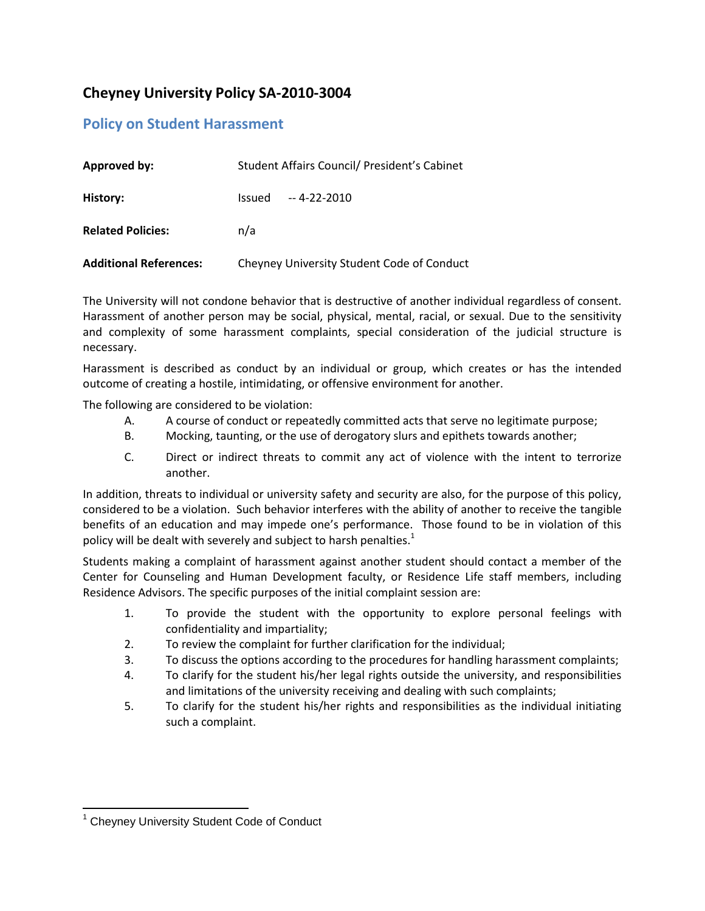# Cheyney University Policy SA-2010-3004

## Policy on Student Harassment

| | |
|---|---|
| **Approved by:** | Student Affairs Council/ President's Cabinet |
| **History:** | Issued -- 4-22-2010 |
| **Related Policies:** | n/a |
| **Additional References:** | Cheyney University Student Code of Conduct |

The University will not condone behavior that is destructive of another individual regardless of consent. Harassment of another person may be social, physical, mental, racial, or sexual. Due to the sensitivity and complexity of some harassment complaints, special consideration of the judicial structure is necessary.

Harassment is described as conduct by an individual or group, which creates or has the intended outcome of creating a hostile, intimidating, or offensive environment for another.

The following are considered to be violation:

A. A course of conduct or repeatedly committed acts that serve no legitimate purpose;

B. Mocking, taunting, or the use of derogatory slurs and epithets towards another;

C. Direct or indirect threats to commit any act of violence with the intent to terrorize another.

In addition, threats to individual or university safety and security are also, for the purpose of this policy, considered to be a violation. Such behavior interferes with the ability of another to receive the tangible benefits of an education and may impede one's performance. Those found to be in violation of this policy will be dealt with severely and subject to harsh penalties.[1]

Students making a complaint of harassment against another student should contact a member of the Center for Counseling and Human Development faculty, or Residence Life staff members, including Residence Advisors. The specific purposes of the initial complaint session are:

1. To provide the student with the opportunity to explore personal feelings with confidentiality and impartiality;
2. To review the complaint for further clarification for the individual;
3. To discuss the options according to the procedures for handling harassment complaints;
4. To clarify for the student his/her legal rights outside the university, and responsibilities and limitations of the university receiving and dealing with such complaints;
5. To clarify for the student his/her rights and responsibilities as the individual initiating such a complaint.

---

[1] Cheyney University Student Code of Conduct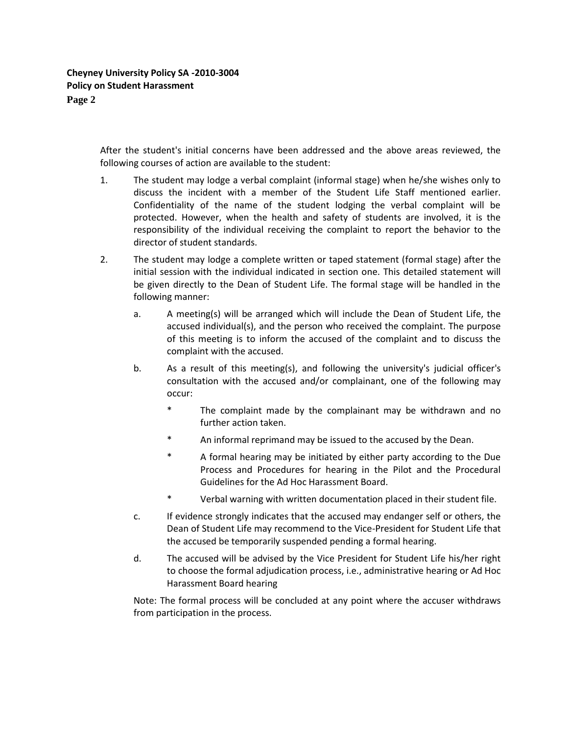After the student's initial concerns have been addressed and the above areas reviewed, the following courses of action are available to the student:

1. The student may lodge a verbal complaint (informal stage) when he/she wishes only to discuss the incident with a member of the Student Life Staff mentioned earlier. Confidentiality of the name of the student lodging the verbal complaint will be protected. However, when the health and safety of students are involved, it is the responsibility of the individual receiving the complaint to report the behavior to the director of student standards.

2. The student may lodge a complete written or taped statement (formal stage) after the initial session with the individual indicated in section one. This detailed statement will be given directly to the Dean of Student Life. The formal stage will be handled in the following manner:

   a. A meeting(s) will be arranged which will include the Dean of Student Life, the accused individual(s), and the person who received the complaint. The purpose of this meeting is to inform the accused of the complaint and to discuss the complaint with the accused.

   b. As a result of this meeting(s), and following the university's judicial officer's consultation with the accused and/or complainant, one of the following may occur:

      * The complaint made by the complainant may be withdrawn and no further action taken.
      * An informal reprimand may be issued to the accused by the Dean.
      * A formal hearing may be initiated by either party according to the Due Process and Procedures for hearing in the Pilot and the Procedural Guidelines for the Ad Hoc Harassment Board.
      * Verbal warning with written documentation placed in their student file.

   c. If evidence strongly indicates that the accused may endanger self or others, the Dean of Student Life may recommend to the Vice-President for Student Life that the accused be temporarily suspended pending a formal hearing.

   d. The accused will be advised by the Vice President for Student Life his/her right to choose the formal adjudication process, i.e., administrative hearing or Ad Hoc Harassment Board hearing

   Note: The formal process will be concluded at any point where the accuser withdraws from participation in the process.